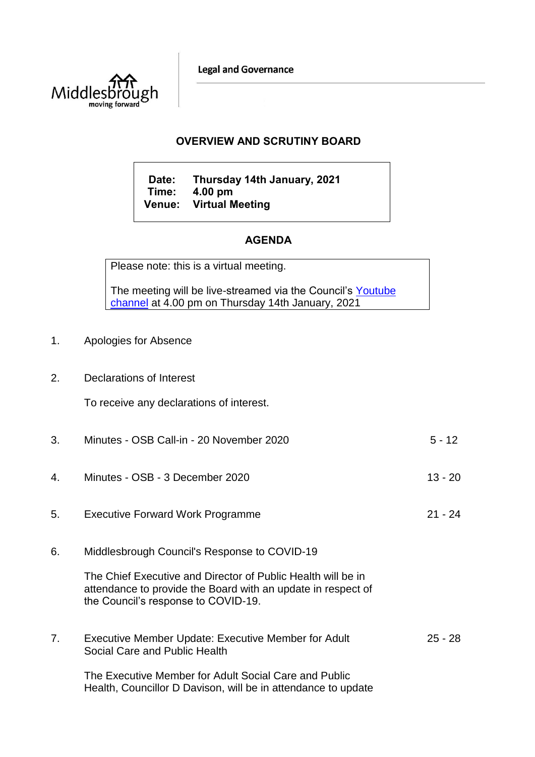Middlesbrough
moving forward

Legal and Governance

# OVERVIEW AND SCRUTINY BOARD

**Date:** Thursday 14th January, 2021
**Time:** 4.00 pm
**Venue:** Virtual Meeting

## AGENDA

Please note: this is a virtual meeting.

The meeting will be live-streamed via the Council's Youtube channel at 4.00 pm on Thursday 14th January, 2021

1. Apologies for Absence

2. Declarations of Interest

   To receive any declarations of interest.

3. Minutes - OSB Call-in - 20 November 2020 — 5 - 12

4. Minutes - OSB - 3 December 2020 — 13 - 20

5. Executive Forward Work Programme — 21 - 24

6. Middlesbrough Council's Response to COVID-19

   The Chief Executive and Director of Public Health will be in attendance to provide the Board with an update in respect of the Council's response to COVID-19.

7. Executive Member Update: Executive Member for Adult Social Care and Public Health — 25 - 28

   The Executive Member for Adult Social Care and Public Health, Councillor D Davison, will be in attendance to update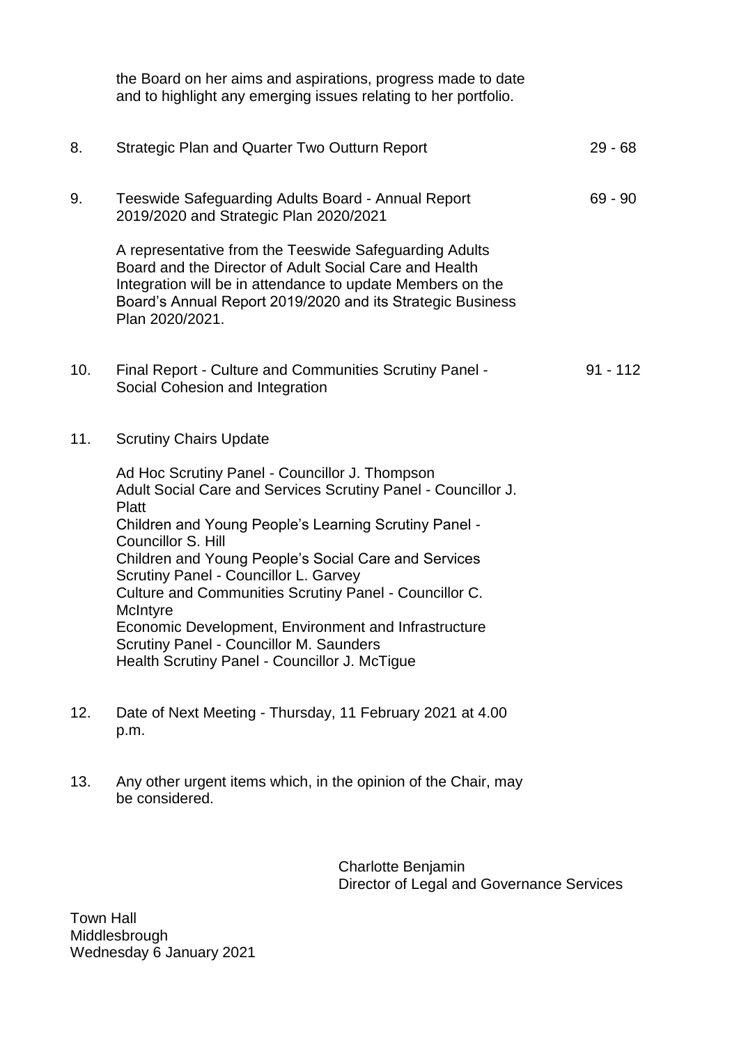the Board on her aims and aspirations, progress made to date and to highlight any emerging issues relating to her portfolio.

| | | |
|---|---|---|
| 8. | Strategic Plan and Quarter Two Outturn Report | 29 - 68 |
| 9. | Teeswide Safeguarding Adults Board - Annual Report 2019/2020 and Strategic Plan 2020/2021<br><br>A representative from the Teeswide Safeguarding Adults Board and the Director of Adult Social Care and Health Integration will be in attendance to update Members on the Board's Annual Report 2019/2020 and its Strategic Business Plan 2020/2021. | 69 - 90 |
| 10. | Final Report - Culture and Communities Scrutiny Panel - Social Cohesion and Integration | 91 - 112 |
| 11. | Scrutiny Chairs Update<br><br>Ad Hoc Scrutiny Panel - Councillor J. Thompson<br>Adult Social Care and Services Scrutiny Panel - Councillor J. Platt<br>Children and Young People's Learning Scrutiny Panel - Councillor S. Hill<br>Children and Young People's Social Care and Services Scrutiny Panel - Councillor L. Garvey<br>Culture and Communities Scrutiny Panel - Councillor C. McIntyre<br>Economic Development, Environment and Infrastructure Scrutiny Panel - Councillor M. Saunders<br>Health Scrutiny Panel - Councillor J. McTigue | |
| 12. | Date of Next Meeting - Thursday, 11 February 2021 at 4.00 p.m. | |
| 13. | Any other urgent items which, in the opinion of the Chair, may be considered. | |

Charlotte Benjamin
Director of Legal and Governance Services

Town Hall
Middlesbrough
Wednesday 6 January 2021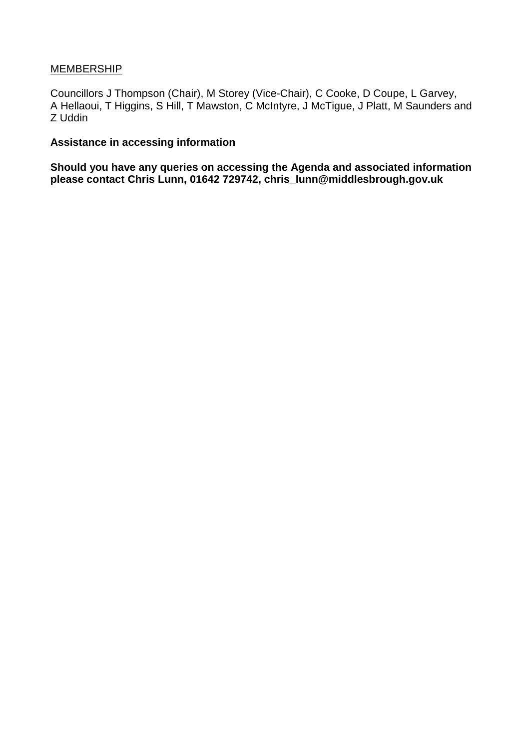<u>MEMBERSHIP</u>

Councillors J Thompson (Chair), M Storey (Vice-Chair), C Cooke, D Coupe, L Garvey, A Hellaoui, T Higgins, S Hill, T Mawston, C McIntyre, J McTigue, J Platt, M Saunders and Z Uddin

**Assistance in accessing information**

**Should you have any queries on accessing the Agenda and associated information please contact Chris Lunn, 01642 729742, chris_lunn@middlesbrough.gov.uk**